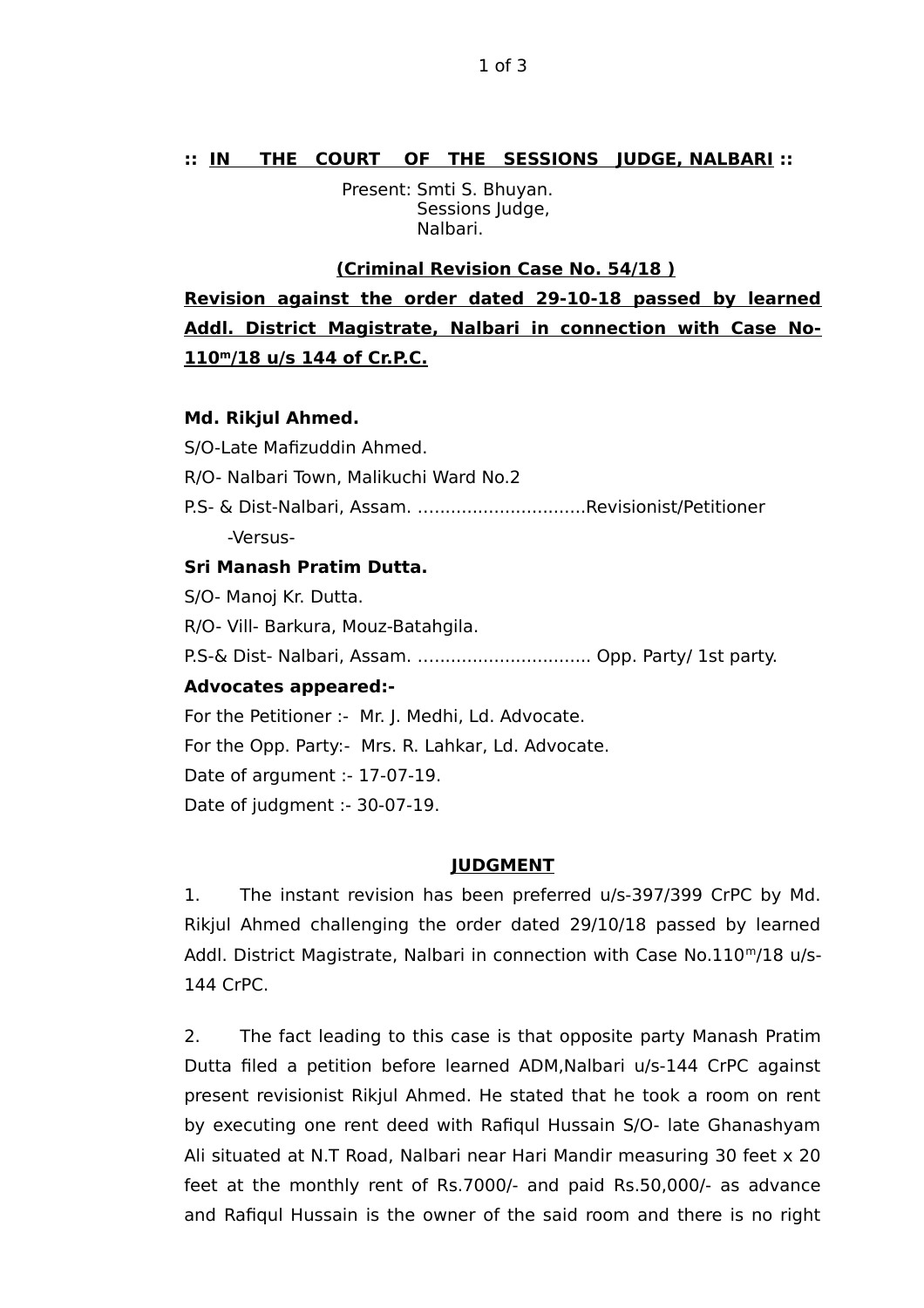**:: IN THE COURT OF THE SESSIONS JUDGE, NALBARI ::**

Present: Smti S. Bhuyan.
Sessions Judge,
Nalbari.

**(Criminal Revision Case No. 54/18 )**

**Revision against the order dated 29-10-18 passed by learned Addl. District Magistrate, Nalbari in connection with Case No-110$^{m}$/18 u/s 144 of Cr.P.C.**

**Md. Rikjul Ahmed.**
S/O-Late Mafizuddin Ahmed.
R/O- Nalbari Town, Malikuchi Ward No.2
P.S- & Dist-Nalbari, Assam. ...............................Revisionist/Petitioner

-Versus-

**Sri Manash Pratim Dutta.**
S/O- Manoj Kr. Dutta.
R/O- Vill- Barkura, Mouz-Batahgila.
P.S-& Dist- Nalbari, Assam. ................................ Opp. Party/ 1st party.

**Advocates appeared:-**

For the Petitioner :- Mr. J. Medhi, Ld. Advocate.
For the Opp. Party:- Mrs. R. Lahkar, Ld. Advocate.
Date of argument :- 17-07-19.
Date of judgment :- 30-07-19.

**JUDGMENT**

1. The instant revision has been preferred u/s-397/399 CrPC by Md. Rikjul Ahmed challenging the order dated 29/10/18 passed by learned Addl. District Magistrate, Nalbari in connection with Case No.110$^{m}$/18 u/s-144 CrPC.

2. The fact leading to this case is that opposite party Manash Pratim Dutta filed a petition before learned ADM,Nalbari u/s-144 CrPC against present revisionist Rikjul Ahmed. He stated that he took a room on rent by executing one rent deed with Rafiqul Hussain S/O- late Ghanashyam Ali situated at N.T Road, Nalbari near Hari Mandir measuring 30 feet x 20 feet at the monthly rent of Rs.7000/- and paid Rs.50,000/- as advance and Rafiqul Hussain is the owner of the said room and there is no right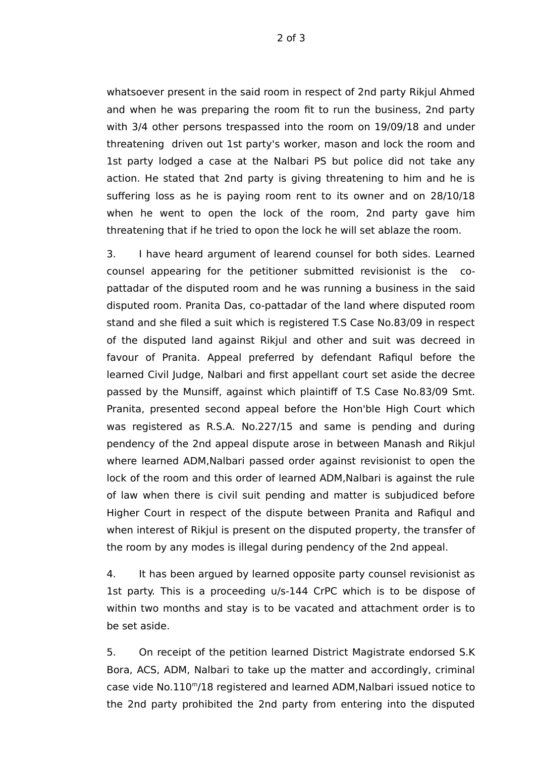whatsoever present in the said room in respect of 2nd party Rikjul Ahmed and when he was preparing the room fit to run the business, 2nd party with 3/4 other persons trespassed into the room on 19/09/18 and under threatening driven out 1st party's worker, mason and lock the room and 1st party lodged a case at the Nalbari PS but police did not take any action. He stated that 2nd party is giving threatening to him and he is suffering loss as he is paying room rent to its owner and on 28/10/18 when he went to open the lock of the room, 2nd party gave him threatening that if he tried to opon the lock he will set ablaze the room.

3. I have heard argument of learend counsel for both sides. Learned counsel appearing for the petitioner submitted revisionist is the co-pattadar of the disputed room and he was running a business in the said disputed room. Pranita Das, co-pattadar of the land where disputed room stand and she filed a suit which is registered T.S Case No.83/09 in respect of the disputed land against Rikjul and other and suit was decreed in favour of Pranita. Appeal preferred by defendant Rafiqul before the learned Civil Judge, Nalbari and first appellant court set aside the decree passed by the Munsiff, against which plaintiff of T.S Case No.83/09 Smt. Pranita, presented second appeal before the Hon'ble High Court which was registered as R.S.A. No.227/15 and same is pending and during pendency of the 2nd appeal dispute arose in between Manash and Rikjul where learned ADM,Nalbari passed order against revisionist to open the lock of the room and this order of learned ADM,Nalbari is against the rule of law when there is civil suit pending and matter is subjudiced before Higher Court in respect of the dispute between Pranita and Rafiqul and when interest of Rikjul is present on the disputed property, the transfer of the room by any modes is illegal during pendency of the 2nd appeal.

4. It has been argued by learned opposite party counsel revisionist as 1st party. This is a proceeding u/s-144 CrPC which is to be dispose of within two months and stay is to be vacated and attachment order is to be set aside.

5. On receipt of the petition learned District Magistrate endorsed S.K Bora, ACS, ADM, Nalbari to take up the matter and accordingly, criminal case vide No.110m/18 registered and learned ADM,Nalbari issued notice to the 2nd party prohibited the 2nd party from entering into the disputed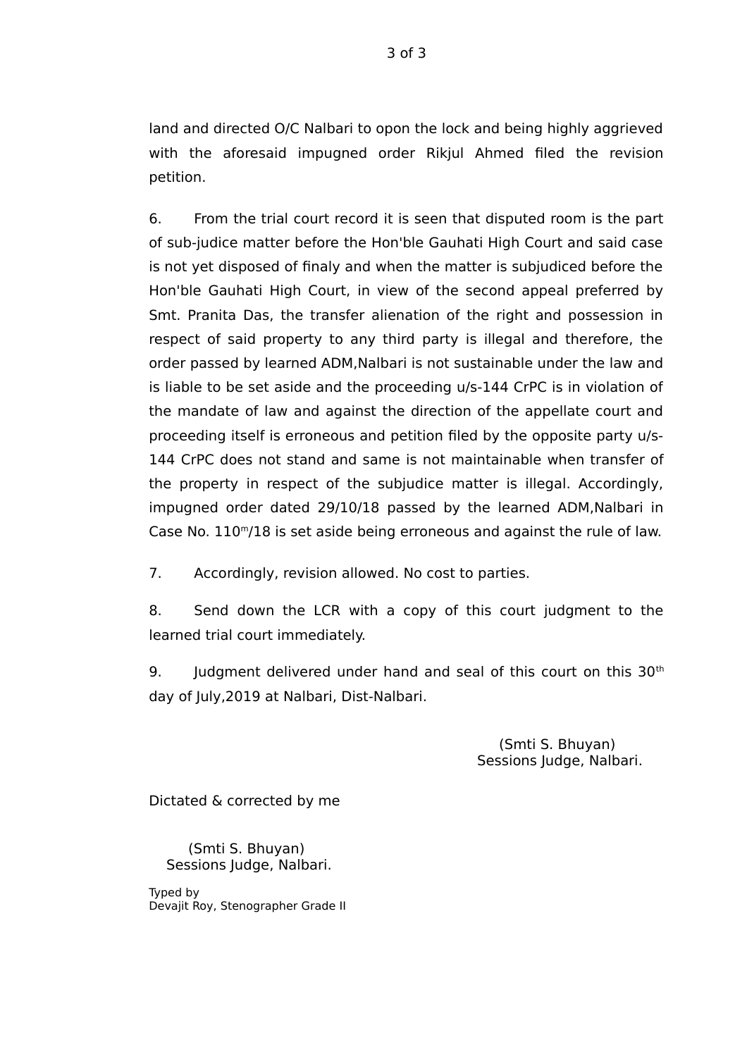land and directed O/C Nalbari to opon the lock and being highly aggrieved with the aforesaid impugned order Rikjul Ahmed filed the revision petition.

6. From the trial court record it is seen that disputed room is the part of sub-judice matter before the Hon'ble Gauhati High Court and said case is not yet disposed of finaly and when the matter is subjudiced before the Hon'ble Gauhati High Court, in view of the second appeal preferred by Smt. Pranita Das, the transfer alienation of the right and possession in respect of said property to any third party is illegal and therefore, the order passed by learned ADM,Nalbari is not sustainable under the law and is liable to be set aside and the proceeding u/s-144 CrPC is in violation of the mandate of law and against the direction of the appellate court and proceeding itself is erroneous and petition filed by the opposite party u/s-144 CrPC does not stand and same is not maintainable when transfer of the property in respect of the subjudice matter is illegal. Accordingly, impugned order dated 29/10/18 passed by the learned ADM,Nalbari in Case No. 110[m]/18 is set aside being erroneous and against the rule of law.

7. Accordingly, revision allowed. No cost to parties.

8. Send down the LCR with a copy of this court judgment to the learned trial court immediately.

9. Judgment delivered under hand and seal of this court on this 30th day of July,2019 at Nalbari, Dist-Nalbari.

(Smti S. Bhuyan)
Sessions Judge, Nalbari.

Dictated & corrected by me

(Smti S. Bhuyan)
Sessions Judge, Nalbari.

Typed by
Devajit Roy, Stenographer Grade II